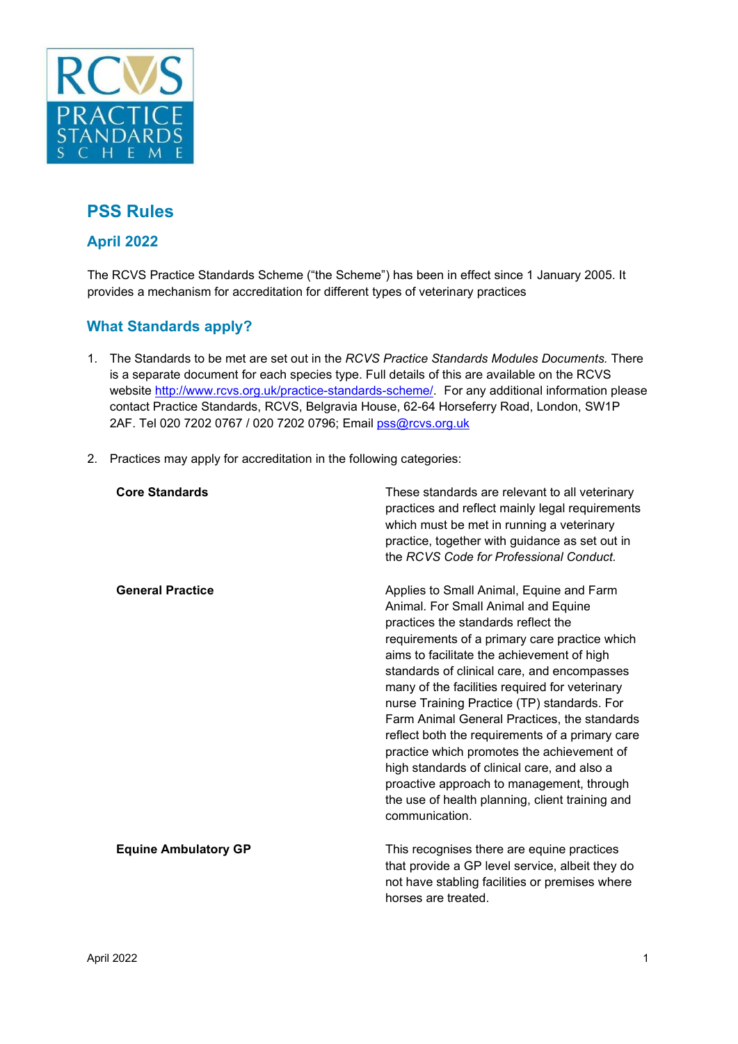# PSS Rules

## April 2022

The RCVS Practice Standards Scheme ("the Scheme") has been in effect since 1 January 2005. It provides a mechanism for accreditation for different types of veterinary practices

## What Standards apply?

1. The Standards to be met are set out in the *RCVS Practice Standards Modules Documents.* There is a separate document for each species type. Full details of this are available on the RCVS website [http://www.rcvs.org.uk/practice-standards-scheme/](http://www.rcvs.org.uk/practice-standards-scheme/). For any additional information please contact Practice Standards, RCVS, Belgravia House, 62-64 Horseferry Road, London, SW1P 2AF. Tel 020 7202 0767 / 020 7202 0796; Email [pss@rcvs.org.uk](mailto:pss@rcvs.org.uk)

2. Practices may apply for accreditation in the following categories:

| | |
|---|---|
| **Core Standards** | These standards are relevant to all veterinary practices and reflect mainly legal requirements which must be met in running a veterinary practice, together with guidance as set out in the *RCVS Code for Professional Conduct.* |
| **General Practice** | Applies to Small Animal, Equine and Farm Animal. For Small Animal and Equine practices the standards reflect the requirements of a primary care practice which aims to facilitate the achievement of high standards of clinical care, and encompasses many of the facilities required for veterinary nurse Training Practice (TP) standards. For Farm Animal General Practices, the standards reflect both the requirements of a primary care practice which promotes the achievement of high standards of clinical care, and also a proactive approach to management, through the use of health planning, client training and communication. |
| **Equine Ambulatory GP** | This recognises there are equine practices that provide a GP level service, albeit they do not have stabling facilities or premises where horses are treated. |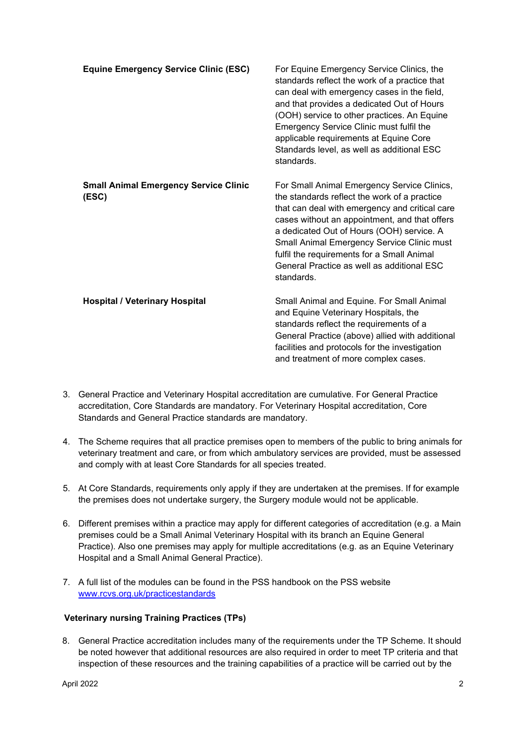| | |
|---|---|
| **Equine Emergency Service Clinic (ESC)** | For Equine Emergency Service Clinics, the standards reflect the work of a practice that can deal with emergency cases in the field, and that provides a dedicated Out of Hours (OOH) service to other practices. An Equine Emergency Service Clinic must fulfil the applicable requirements at Equine Core Standards level, as well as additional ESC standards. |
| **Small Animal Emergency Service Clinic (ESC)** | For Small Animal Emergency Service Clinics, the standards reflect the work of a practice that can deal with emergency and critical care cases without an appointment, and that offers a dedicated Out of Hours (OOH) service. A Small Animal Emergency Service Clinic must fulfil the requirements for a Small Animal General Practice as well as additional ESC standards. |
| **Hospital / Veterinary Hospital** | Small Animal and Equine. For Small Animal and Equine Veterinary Hospitals, the standards reflect the requirements of a General Practice (above) allied with additional facilities and protocols for the investigation and treatment of more complex cases. |

3. General Practice and Veterinary Hospital accreditation are cumulative. For General Practice accreditation, Core Standards are mandatory. For Veterinary Hospital accreditation, Core Standards and General Practice standards are mandatory.

4. The Scheme requires that all practice premises open to members of the public to bring animals for veterinary treatment and care, or from which ambulatory services are provided, must be assessed and comply with at least Core Standards for all species treated.

5. At Core Standards, requirements only apply if they are undertaken at the premises. If for example the premises does not undertake surgery, the Surgery module would not be applicable.

6. Different premises within a practice may apply for different categories of accreditation (e.g. a Main premises could be a Small Animal Veterinary Hospital with its branch an Equine General Practice). Also one premises may apply for multiple accreditations (e.g. as an Equine Veterinary Hospital and a Small Animal General Practice).

7. A full list of the modules can be found in the PSS handbook on the PSS website [www.rcvs.org.uk/practicestandards](www.rcvs.org.uk/practicestandards)

### Veterinary nursing Training Practices (TPs)

8. General Practice accreditation includes many of the requirements under the TP Scheme. It should be noted however that additional resources are also required in order to meet TP criteria and that inspection of these resources and the training capabilities of a practice will be carried out by the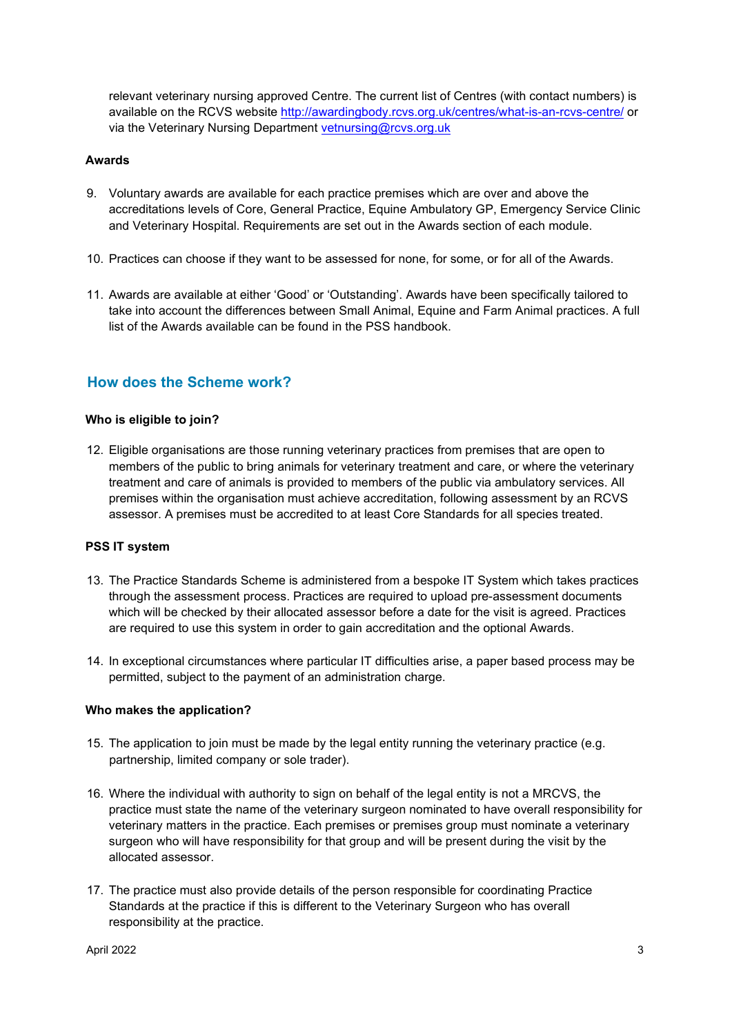relevant veterinary nursing approved Centre. The current list of Centres (with contact numbers) is available on the RCVS website [http://awardingbody.rcvs.org.uk/centres/what-is-an-rcvs-centre/](http://awardingbody.rcvs.org.uk/centres/what-is-an-rcvs-centre/) or via the Veterinary Nursing Department [vetnursing@rcvs.org.uk](mailto:vetnursing@rcvs.org.uk)

**Awards**

9. Voluntary awards are available for each practice premises which are over and above the accreditations levels of Core, General Practice, Equine Ambulatory GP, Emergency Service Clinic and Veterinary Hospital. Requirements are set out in the Awards section of each module.

10. Practices can choose if they want to be assessed for none, for some, or for all of the Awards.

11. Awards are available at either 'Good' or 'Outstanding'. Awards have been specifically tailored to take into account the differences between Small Animal, Equine and Farm Animal practices. A full list of the Awards available can be found in the PSS handbook.

## How does the Scheme work?

**Who is eligible to join?**

12. Eligible organisations are those running veterinary practices from premises that are open to members of the public to bring animals for veterinary treatment and care, or where the veterinary treatment and care of animals is provided to members of the public via ambulatory services. All premises within the organisation must achieve accreditation, following assessment by an RCVS assessor. A premises must be accredited to at least Core Standards for all species treated.

**PSS IT system**

13. The Practice Standards Scheme is administered from a bespoke IT System which takes practices through the assessment process. Practices are required to upload pre-assessment documents which will be checked by their allocated assessor before a date for the visit is agreed. Practices are required to use this system in order to gain accreditation and the optional Awards.

14. In exceptional circumstances where particular IT difficulties arise, a paper based process may be permitted, subject to the payment of an administration charge.

**Who makes the application?**

15. The application to join must be made by the legal entity running the veterinary practice (e.g. partnership, limited company or sole trader).

16. Where the individual with authority to sign on behalf of the legal entity is not a MRCVS, the practice must state the name of the veterinary surgeon nominated to have overall responsibility for veterinary matters in the practice. Each premises or premises group must nominate a veterinary surgeon who will have responsibility for that group and will be present during the visit by the allocated assessor.

17. The practice must also provide details of the person responsible for coordinating Practice Standards at the practice if this is different to the Veterinary Surgeon who has overall responsibility at the practice.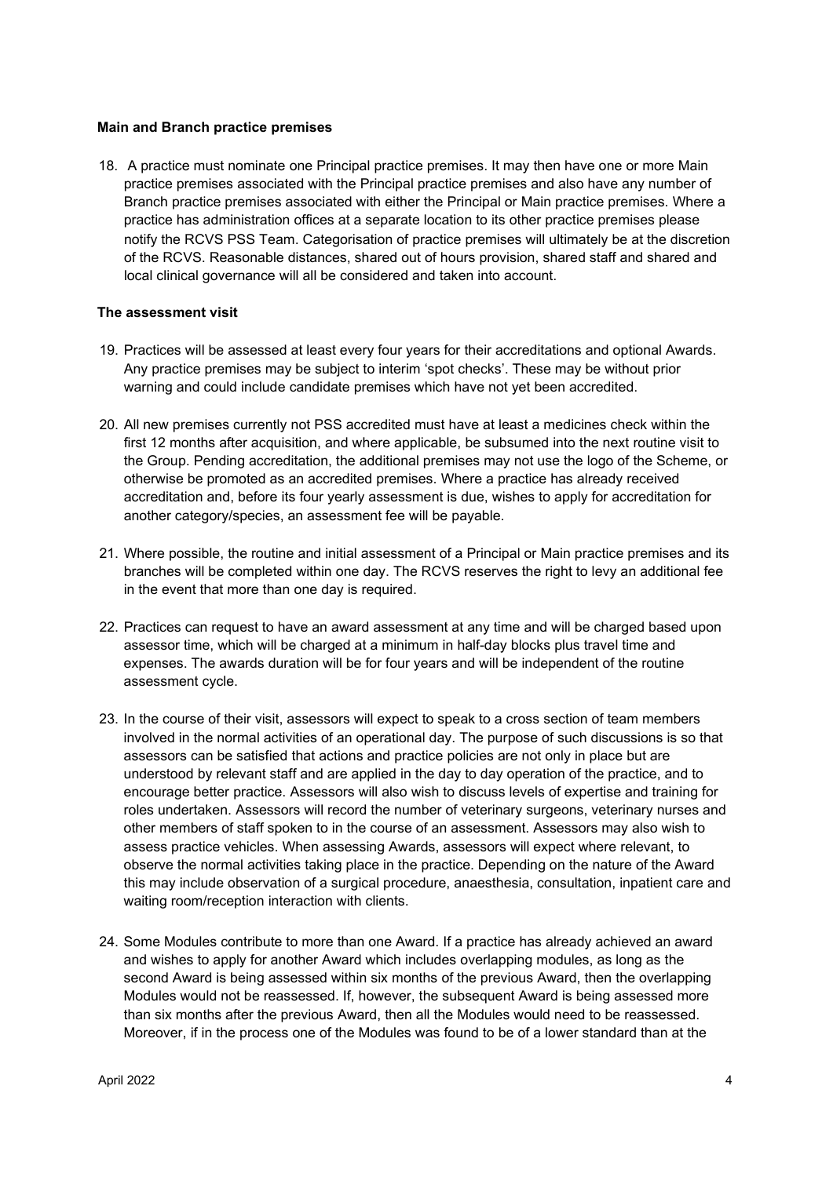**Main and Branch practice premises**

18. A practice must nominate one Principal practice premises. It may then have one or more Main practice premises associated with the Principal practice premises and also have any number of Branch practice premises associated with either the Principal or Main practice premises. Where a practice has administration offices at a separate location to its other practice premises please notify the RCVS PSS Team. Categorisation of practice premises will ultimately be at the discretion of the RCVS. Reasonable distances, shared out of hours provision, shared staff and shared and local clinical governance will all be considered and taken into account.

**The assessment visit**

19. Practices will be assessed at least every four years for their accreditations and optional Awards. Any practice premises may be subject to interim 'spot checks'. These may be without prior warning and could include candidate premises which have not yet been accredited.

20. All new premises currently not PSS accredited must have at least a medicines check within the first 12 months after acquisition, and where applicable, be subsumed into the next routine visit to the Group. Pending accreditation, the additional premises may not use the logo of the Scheme, or otherwise be promoted as an accredited premises. Where a practice has already received accreditation and, before its four yearly assessment is due, wishes to apply for accreditation for another category/species, an assessment fee will be payable.

21. Where possible, the routine and initial assessment of a Principal or Main practice premises and its branches will be completed within one day. The RCVS reserves the right to levy an additional fee in the event that more than one day is required.

22. Practices can request to have an award assessment at any time and will be charged based upon assessor time, which will be charged at a minimum in half-day blocks plus travel time and expenses. The awards duration will be for four years and will be independent of the routine assessment cycle.

23. In the course of their visit, assessors will expect to speak to a cross section of team members involved in the normal activities of an operational day. The purpose of such discussions is so that assessors can be satisfied that actions and practice policies are not only in place but are understood by relevant staff and are applied in the day to day operation of the practice, and to encourage better practice. Assessors will also wish to discuss levels of expertise and training for roles undertaken. Assessors will record the number of veterinary surgeons, veterinary nurses and other members of staff spoken to in the course of an assessment. Assessors may also wish to assess practice vehicles. When assessing Awards, assessors will expect where relevant, to observe the normal activities taking place in the practice. Depending on the nature of the Award this may include observation of a surgical procedure, anaesthesia, consultation, inpatient care and waiting room/reception interaction with clients.

24. Some Modules contribute to more than one Award. If a practice has already achieved an award and wishes to apply for another Award which includes overlapping modules, as long as the second Award is being assessed within six months of the previous Award, then the overlapping Modules would not be reassessed. If, however, the subsequent Award is being assessed more than six months after the previous Award, then all the Modules would need to be reassessed. Moreover, if in the process one of the Modules was found to be of a lower standard than at the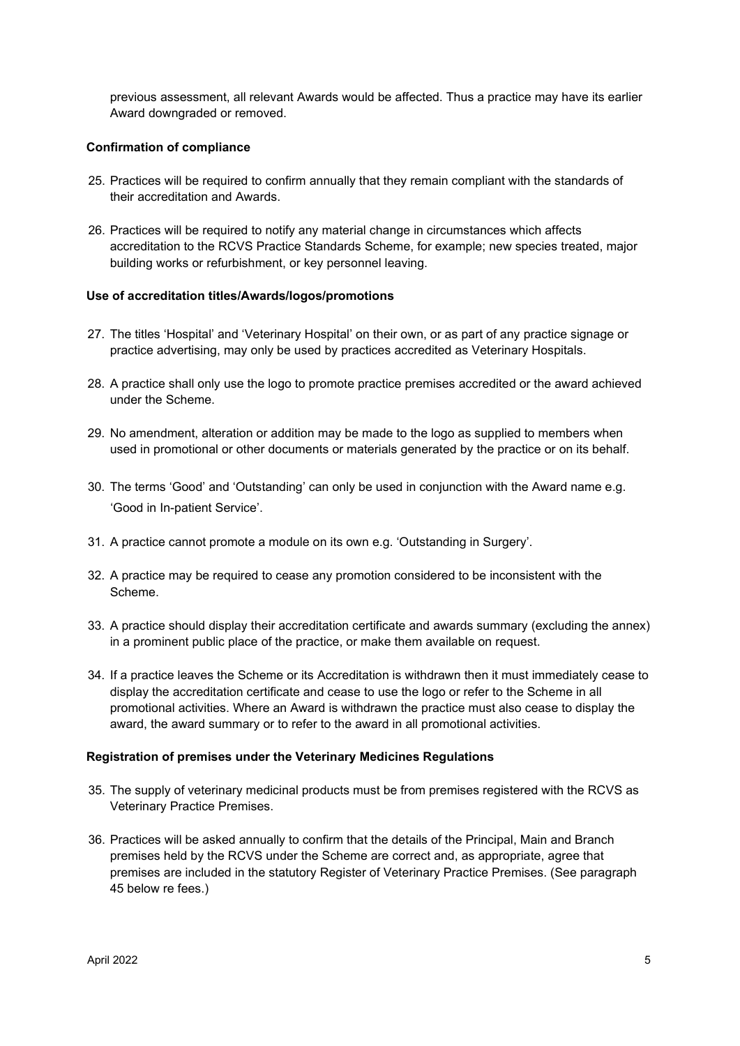previous assessment, all relevant Awards would be affected. Thus a practice may have its earlier Award downgraded or removed.

**Confirmation of compliance**

25. Practices will be required to confirm annually that they remain compliant with the standards of their accreditation and Awards.

26. Practices will be required to notify any material change in circumstances which affects accreditation to the RCVS Practice Standards Scheme, for example; new species treated, major building works or refurbishment, or key personnel leaving.

**Use of accreditation titles/Awards/logos/promotions**

27. The titles 'Hospital' and 'Veterinary Hospital' on their own, or as part of any practice signage or practice advertising, may only be used by practices accredited as Veterinary Hospitals.

28. A practice shall only use the logo to promote practice premises accredited or the award achieved under the Scheme.

29. No amendment, alteration or addition may be made to the logo as supplied to members when used in promotional or other documents or materials generated by the practice or on its behalf.

30. The terms 'Good' and 'Outstanding' can only be used in conjunction with the Award name e.g. 'Good in In-patient Service'.

31. A practice cannot promote a module on its own e.g. 'Outstanding in Surgery'.

32. A practice may be required to cease any promotion considered to be inconsistent with the Scheme.

33. A practice should display their accreditation certificate and awards summary (excluding the annex) in a prominent public place of the practice, or make them available on request.

34. If a practice leaves the Scheme or its Accreditation is withdrawn then it must immediately cease to display the accreditation certificate and cease to use the logo or refer to the Scheme in all promotional activities. Where an Award is withdrawn the practice must also cease to display the award, the award summary or to refer to the award in all promotional activities.

**Registration of premises under the Veterinary Medicines Regulations**

35. The supply of veterinary medicinal products must be from premises registered with the RCVS as Veterinary Practice Premises.

36. Practices will be asked annually to confirm that the details of the Principal, Main and Branch premises held by the RCVS under the Scheme are correct and, as appropriate, agree that premises are included in the statutory Register of Veterinary Practice Premises. (See paragraph 45 below re fees.)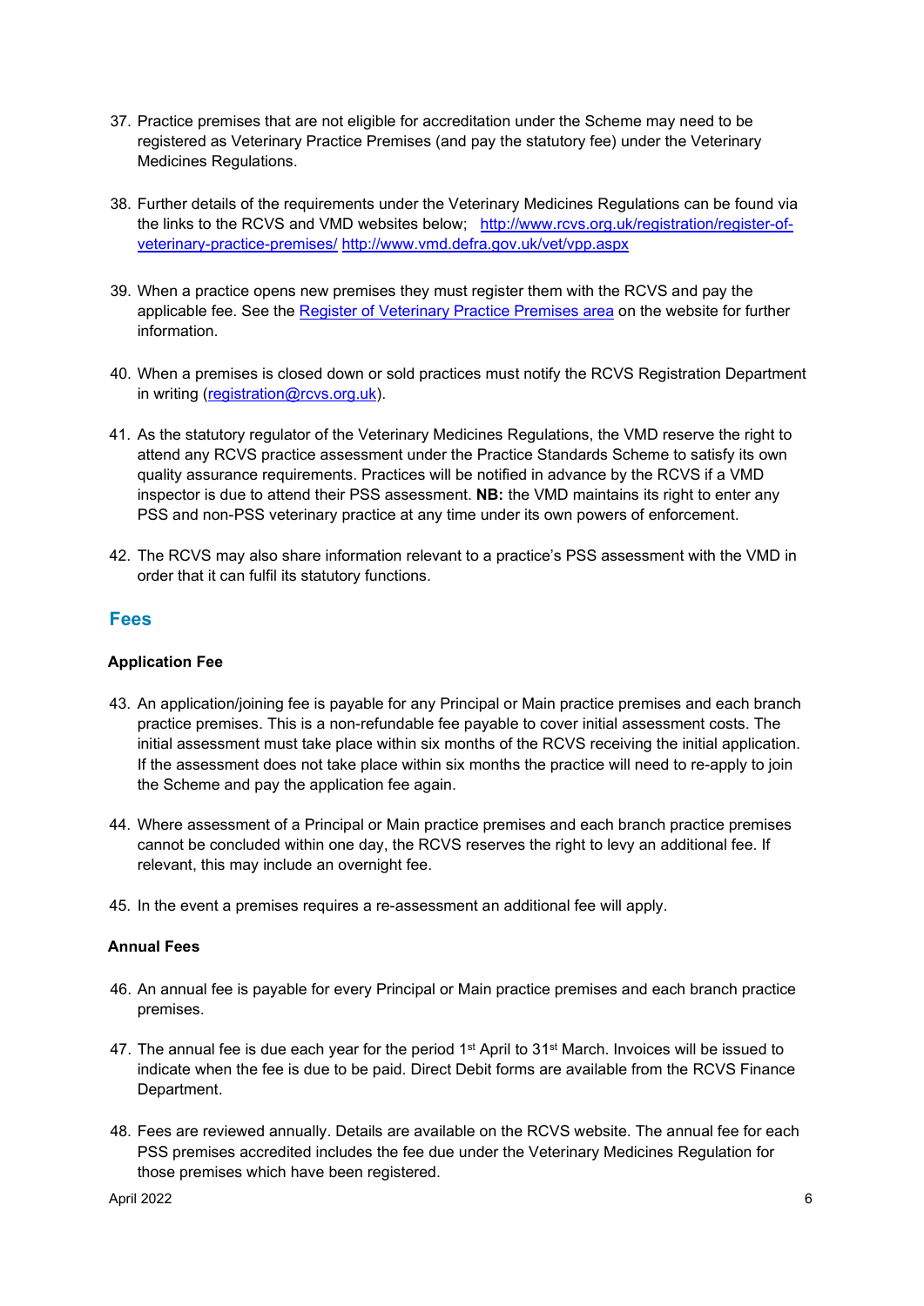37. Practice premises that are not eligible for accreditation under the Scheme may need to be registered as Veterinary Practice Premises (and pay the statutory fee) under the Veterinary Medicines Regulations.

38. Further details of the requirements under the Veterinary Medicines Regulations can be found via the links to the RCVS and VMD websites below; [http://www.rcvs.org.uk/registration/register-of-veterinary-practice-premises/](http://www.rcvs.org.uk/registration/register-of-veterinary-practice-premises/) [http://www.vmd.defra.gov.uk/vet/vpp.aspx](http://www.vmd.defra.gov.uk/vet/vpp.aspx)

39. When a practice opens new premises they must register them with the RCVS and pay the applicable fee. See the Register of Veterinary Practice Premises area on the website for further information.

40. When a premises is closed down or sold practices must notify the RCVS Registration Department in writing (registration@rcvs.org.uk).

41. As the statutory regulator of the Veterinary Medicines Regulations, the VMD reserve the right to attend any RCVS practice assessment under the Practice Standards Scheme to satisfy its own quality assurance requirements. Practices will be notified in advance by the RCVS if a VMD inspector is due to attend their PSS assessment. **NB:** the VMD maintains its right to enter any PSS and non-PSS veterinary practice at any time under its own powers of enforcement.

42. The RCVS may also share information relevant to a practice's PSS assessment with the VMD in order that it can fulfil its statutory functions.

## Fees

**Application Fee**

43. An application/joining fee is payable for any Principal or Main practice premises and each branch practice premises. This is a non-refundable fee payable to cover initial assessment costs. The initial assessment must take place within six months of the RCVS receiving the initial application. If the assessment does not take place within six months the practice will need to re-apply to join the Scheme and pay the application fee again.

44. Where assessment of a Principal or Main practice premises and each branch practice premises cannot be concluded within one day, the RCVS reserves the right to levy an additional fee. If relevant, this may include an overnight fee.

45. In the event a premises requires a re-assessment an additional fee will apply.

**Annual Fees**

46. An annual fee is payable for every Principal or Main practice premises and each branch practice premises.

47. The annual fee is due each year for the period 1st April to 31st March. Invoices will be issued to indicate when the fee is due to be paid. Direct Debit forms are available from the RCVS Finance Department.

48. Fees are reviewed annually. Details are available on the RCVS website. The annual fee for each PSS premises accredited includes the fee due under the Veterinary Medicines Regulation for those premises which have been registered.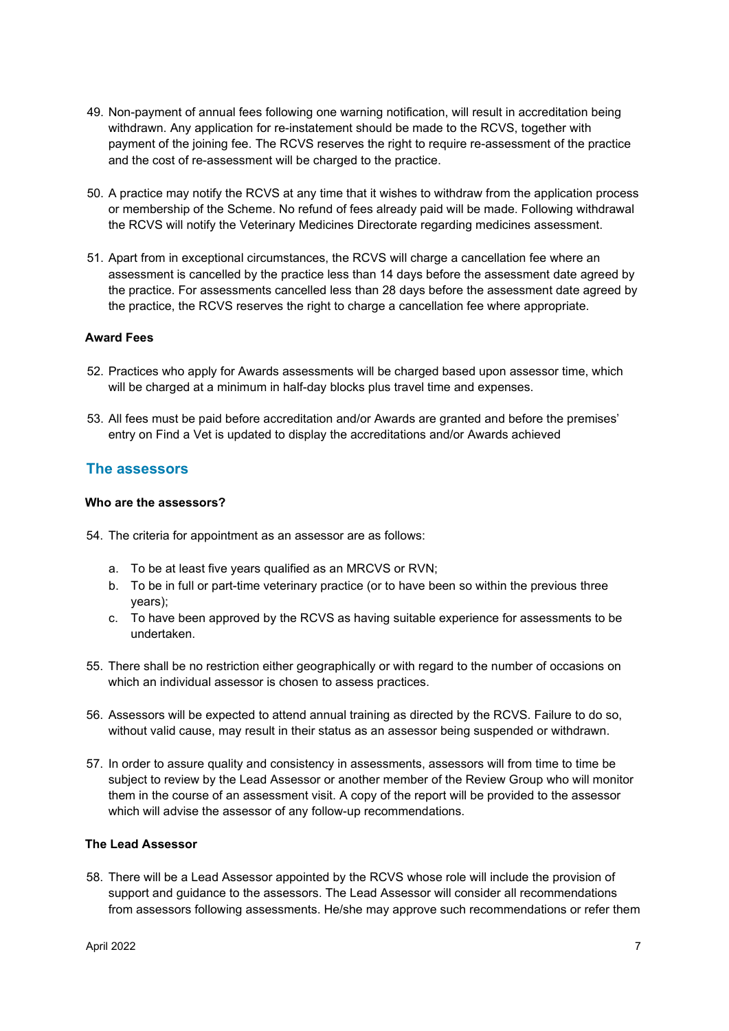49. Non-payment of annual fees following one warning notification, will result in accreditation being withdrawn. Any application for re-instatement should be made to the RCVS, together with payment of the joining fee. The RCVS reserves the right to require re-assessment of the practice and the cost of re-assessment will be charged to the practice.

50. A practice may notify the RCVS at any time that it wishes to withdraw from the application process or membership of the Scheme. No refund of fees already paid will be made. Following withdrawal the RCVS will notify the Veterinary Medicines Directorate regarding medicines assessment.

51. Apart from in exceptional circumstances, the RCVS will charge a cancellation fee where an assessment is cancelled by the practice less than 14 days before the assessment date agreed by the practice. For assessments cancelled less than 28 days before the assessment date agreed by the practice, the RCVS reserves the right to charge a cancellation fee where appropriate.

**Award Fees**

52. Practices who apply for Awards assessments will be charged based upon assessor time, which will be charged at a minimum in half-day blocks plus travel time and expenses.

53. All fees must be paid before accreditation and/or Awards are granted and before the premises' entry on Find a Vet is updated to display the accreditations and/or Awards achieved

## The assessors

**Who are the assessors?**

54. The criteria for appointment as an assessor are as follows:

    a. To be at least five years qualified as an MRCVS or RVN;
    b. To be in full or part-time veterinary practice (or to have been so within the previous three years);
    c. To have been approved by the RCVS as having suitable experience for assessments to be undertaken.

55. There shall be no restriction either geographically or with regard to the number of occasions on which an individual assessor is chosen to assess practices.

56. Assessors will be expected to attend annual training as directed by the RCVS. Failure to do so, without valid cause, may result in their status as an assessor being suspended or withdrawn.

57. In order to assure quality and consistency in assessments, assessors will from time to time be subject to review by the Lead Assessor or another member of the Review Group who will monitor them in the course of an assessment visit. A copy of the report will be provided to the assessor which will advise the assessor of any follow-up recommendations.

**The Lead Assessor**

58. There will be a Lead Assessor appointed by the RCVS whose role will include the provision of support and guidance to the assessors. The Lead Assessor will consider all recommendations from assessors following assessments. He/she may approve such recommendations or refer them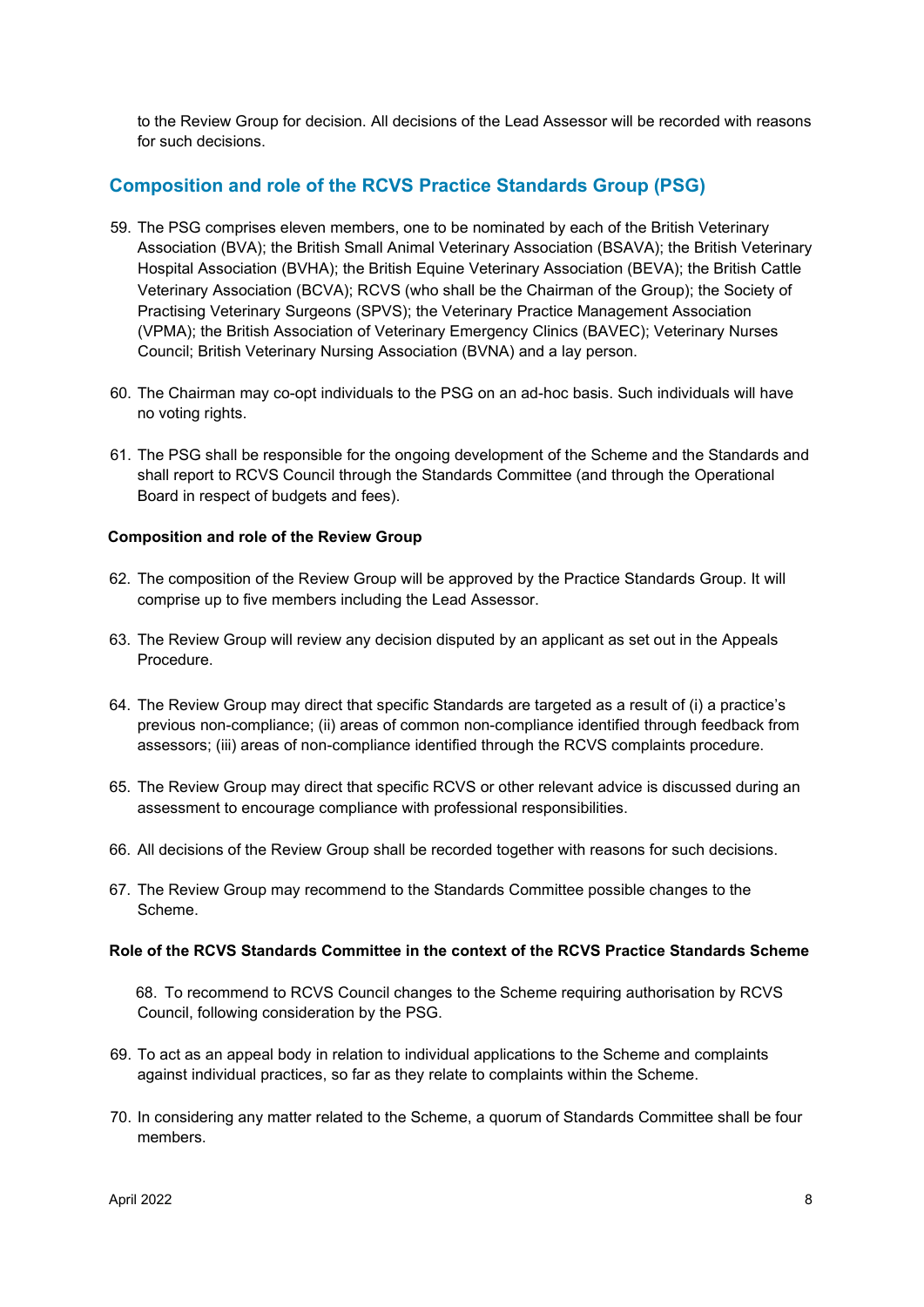to the Review Group for decision. All decisions of the Lead Assessor will be recorded with reasons for such decisions.

## Composition and role of the RCVS Practice Standards Group (PSG)

59. The PSG comprises eleven members, one to be nominated by each of the British Veterinary Association (BVA); the British Small Animal Veterinary Association (BSAVA); the British Veterinary Hospital Association (BVHA); the British Equine Veterinary Association (BEVA); the British Cattle Veterinary Association (BCVA); RCVS (who shall be the Chairman of the Group); the Society of Practising Veterinary Surgeons (SPVS); the Veterinary Practice Management Association (VPMA); the British Association of Veterinary Emergency Clinics (BAVEC); Veterinary Nurses Council; British Veterinary Nursing Association (BVNA) and a lay person.

60. The Chairman may co-opt individuals to the PSG on an ad-hoc basis. Such individuals will have no voting rights.

61. The PSG shall be responsible for the ongoing development of the Scheme and the Standards and shall report to RCVS Council through the Standards Committee (and through the Operational Board in respect of budgets and fees).

### Composition and role of the Review Group

62. The composition of the Review Group will be approved by the Practice Standards Group. It will comprise up to five members including the Lead Assessor.

63. The Review Group will review any decision disputed by an applicant as set out in the Appeals Procedure.

64. The Review Group may direct that specific Standards are targeted as a result of (i) a practice's previous non-compliance; (ii) areas of common non-compliance identified through feedback from assessors; (iii) areas of non-compliance identified through the RCVS complaints procedure.

65. The Review Group may direct that specific RCVS or other relevant advice is discussed during an assessment to encourage compliance with professional responsibilities.

66. All decisions of the Review Group shall be recorded together with reasons for such decisions.

67. The Review Group may recommend to the Standards Committee possible changes to the Scheme.

### Role of the RCVS Standards Committee in the context of the RCVS Practice Standards Scheme

68. To recommend to RCVS Council changes to the Scheme requiring authorisation by RCVS Council, following consideration by the PSG.

69. To act as an appeal body in relation to individual applications to the Scheme and complaints against individual practices, so far as they relate to complaints within the Scheme.

70. In considering any matter related to the Scheme, a quorum of Standards Committee shall be four members.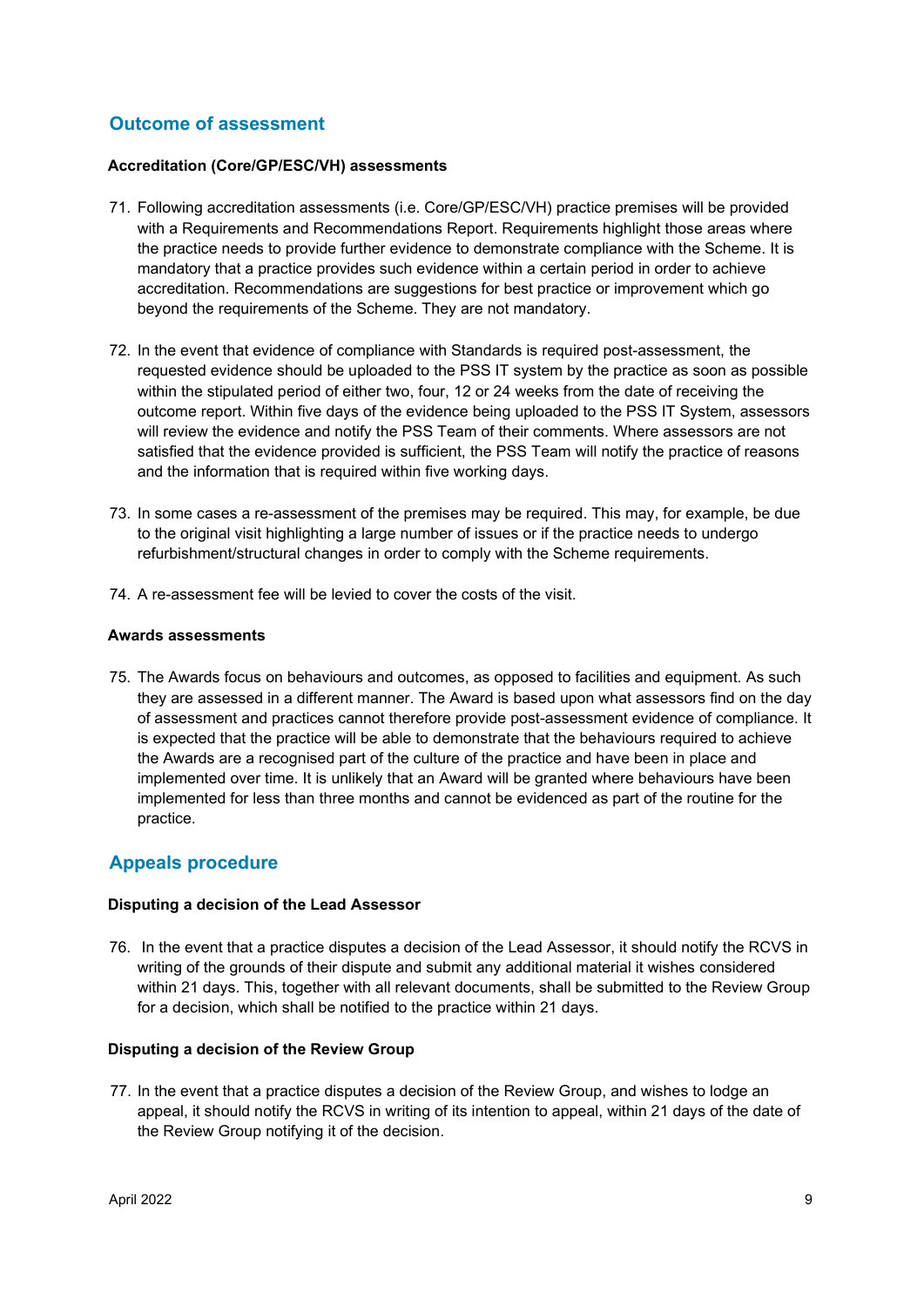## Outcome of assessment

**Accreditation (Core/GP/ESC/VH) assessments**

71. Following accreditation assessments (i.e. Core/GP/ESC/VH) practice premises will be provided with a Requirements and Recommendations Report. Requirements highlight those areas where the practice needs to provide further evidence to demonstrate compliance with the Scheme. It is mandatory that a practice provides such evidence within a certain period in order to achieve accreditation. Recommendations are suggestions for best practice or improvement which go beyond the requirements of the Scheme. They are not mandatory.

72. In the event that evidence of compliance with Standards is required post-assessment, the requested evidence should be uploaded to the PSS IT system by the practice as soon as possible within the stipulated period of either two, four, 12 or 24 weeks from the date of receiving the outcome report. Within five days of the evidence being uploaded to the PSS IT System, assessors will review the evidence and notify the PSS Team of their comments. Where assessors are not satisfied that the evidence provided is sufficient, the PSS Team will notify the practice of reasons and the information that is required within five working days.

73. In some cases a re-assessment of the premises may be required. This may, for example, be due to the original visit highlighting a large number of issues or if the practice needs to undergo refurbishment/structural changes in order to comply with the Scheme requirements.

74. A re-assessment fee will be levied to cover the costs of the visit.

**Awards assessments**

75. The Awards focus on behaviours and outcomes, as opposed to facilities and equipment. As such they are assessed in a different manner. The Award is based upon what assessors find on the day of assessment and practices cannot therefore provide post-assessment evidence of compliance. It is expected that the practice will be able to demonstrate that the behaviours required to achieve the Awards are a recognised part of the culture of the practice and have been in place and implemented over time. It is unlikely that an Award will be granted where behaviours have been implemented for less than three months and cannot be evidenced as part of the routine for the practice.

## Appeals procedure

**Disputing a decision of the Lead Assessor**

76. In the event that a practice disputes a decision of the Lead Assessor, it should notify the RCVS in writing of the grounds of their dispute and submit any additional material it wishes considered within 21 days. This, together with all relevant documents, shall be submitted to the Review Group for a decision, which shall be notified to the practice within 21 days.

**Disputing a decision of the Review Group**

77. In the event that a practice disputes a decision of the Review Group, and wishes to lodge an appeal, it should notify the RCVS in writing of its intention to appeal, within 21 days of the date of the Review Group notifying it of the decision.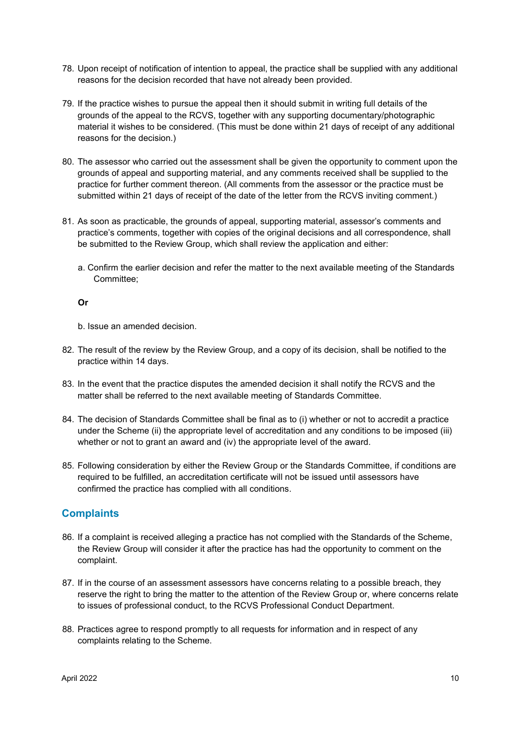78. Upon receipt of notification of intention to appeal, the practice shall be supplied with any additional reasons for the decision recorded that have not already been provided.

79. If the practice wishes to pursue the appeal then it should submit in writing full details of the grounds of the appeal to the RCVS, together with any supporting documentary/photographic material it wishes to be considered. (This must be done within 21 days of receipt of any additional reasons for the decision.)

80. The assessor who carried out the assessment shall be given the opportunity to comment upon the grounds of appeal and supporting material, and any comments received shall be supplied to the practice for further comment thereon. (All comments from the assessor or the practice must be submitted within 21 days of receipt of the date of the letter from the RCVS inviting comment.)

81. As soon as practicable, the grounds of appeal, supporting material, assessor's comments and practice's comments, together with copies of the original decisions and all correspondence, shall be submitted to the Review Group, which shall review the application and either:

    a. Confirm the earlier decision and refer the matter to the next available meeting of the Standards Committee;

    **Or**

    b. Issue an amended decision.

82. The result of the review by the Review Group, and a copy of its decision, shall be notified to the practice within 14 days.

83. In the event that the practice disputes the amended decision it shall notify the RCVS and the matter shall be referred to the next available meeting of Standards Committee.

84. The decision of Standards Committee shall be final as to (i) whether or not to accredit a practice under the Scheme (ii) the appropriate level of accreditation and any conditions to be imposed (iii) whether or not to grant an award and (iv) the appropriate level of the award.

85. Following consideration by either the Review Group or the Standards Committee, if conditions are required to be fulfilled, an accreditation certificate will not be issued until assessors have confirmed the practice has complied with all conditions.

## Complaints

86. If a complaint is received alleging a practice has not complied with the Standards of the Scheme, the Review Group will consider it after the practice has had the opportunity to comment on the complaint.

87. If in the course of an assessment assessors have concerns relating to a possible breach, they reserve the right to bring the matter to the attention of the Review Group or, where concerns relate to issues of professional conduct, to the RCVS Professional Conduct Department.

88. Practices agree to respond promptly to all requests for information and in respect of any complaints relating to the Scheme.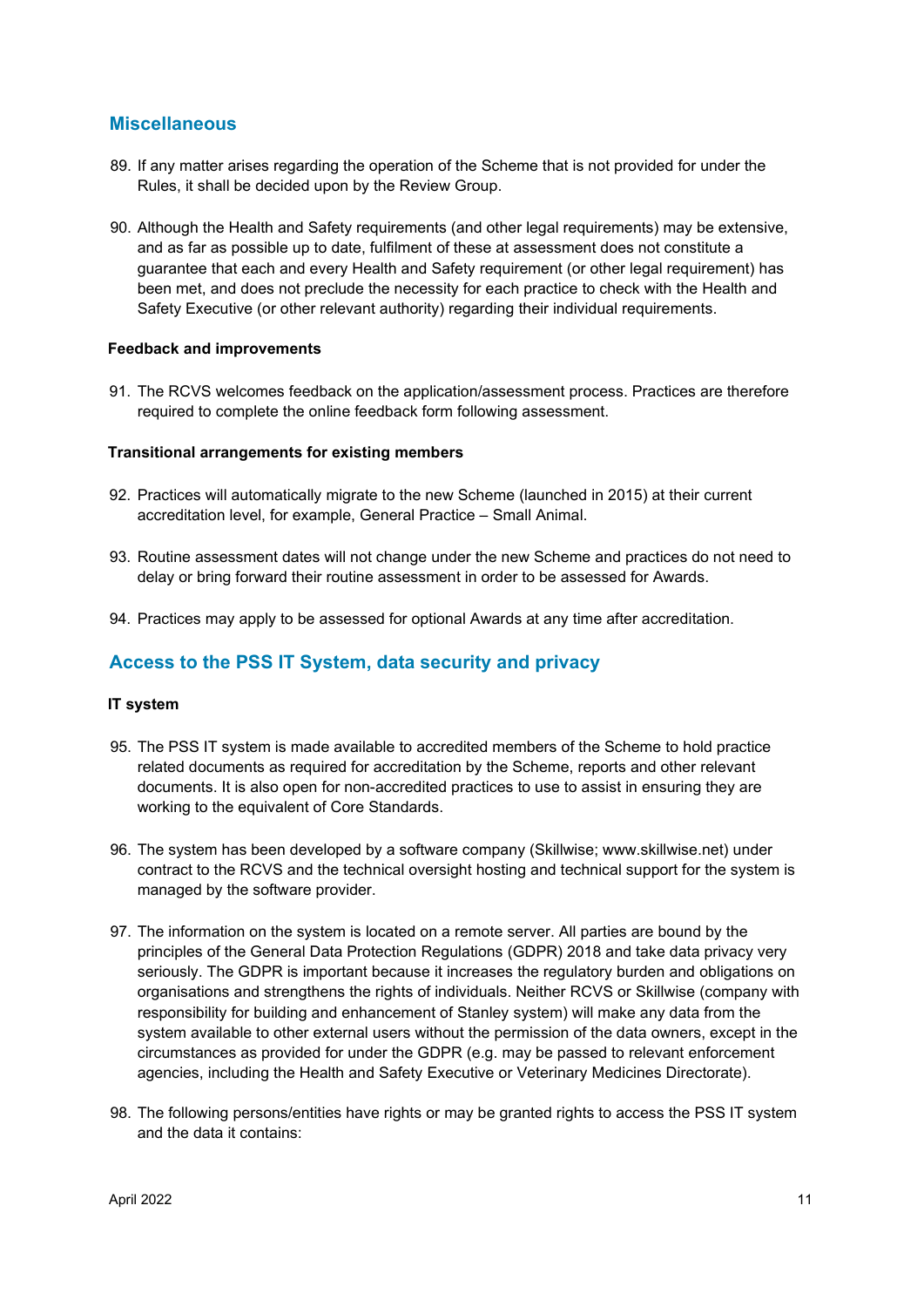## Miscellaneous

89. If any matter arises regarding the operation of the Scheme that is not provided for under the Rules, it shall be decided upon by the Review Group.

90. Although the Health and Safety requirements (and other legal requirements) may be extensive, and as far as possible up to date, fulfilment of these at assessment does not constitute a guarantee that each and every Health and Safety requirement (or other legal requirement) has been met, and does not preclude the necessity for each practice to check with the Health and Safety Executive (or other relevant authority) regarding their individual requirements.

### Feedback and improvements

91. The RCVS welcomes feedback on the application/assessment process. Practices are therefore required to complete the online feedback form following assessment.

### Transitional arrangements for existing members

92. Practices will automatically migrate to the new Scheme (launched in 2015) at their current accreditation level, for example, General Practice – Small Animal.

93. Routine assessment dates will not change under the new Scheme and practices do not need to delay or bring forward their routine assessment in order to be assessed for Awards.

94. Practices may apply to be assessed for optional Awards at any time after accreditation.

## Access to the PSS IT System, data security and privacy

### IT system

95. The PSS IT system is made available to accredited members of the Scheme to hold practice related documents as required for accreditation by the Scheme, reports and other relevant documents. It is also open for non-accredited practices to use to assist in ensuring they are working to the equivalent of Core Standards.

96. The system has been developed by a software company (Skillwise; www.skillwise.net) under contract to the RCVS and the technical oversight hosting and technical support for the system is managed by the software provider.

97. The information on the system is located on a remote server. All parties are bound by the principles of the General Data Protection Regulations (GDPR) 2018 and take data privacy very seriously. The GDPR is important because it increases the regulatory burden and obligations on organisations and strengthens the rights of individuals. Neither RCVS or Skillwise (company with responsibility for building and enhancement of Stanley system) will make any data from the system available to other external users without the permission of the data owners, except in the circumstances as provided for under the GDPR (e.g. may be passed to relevant enforcement agencies, including the Health and Safety Executive or Veterinary Medicines Directorate).

98. The following persons/entities have rights or may be granted rights to access the PSS IT system and the data it contains: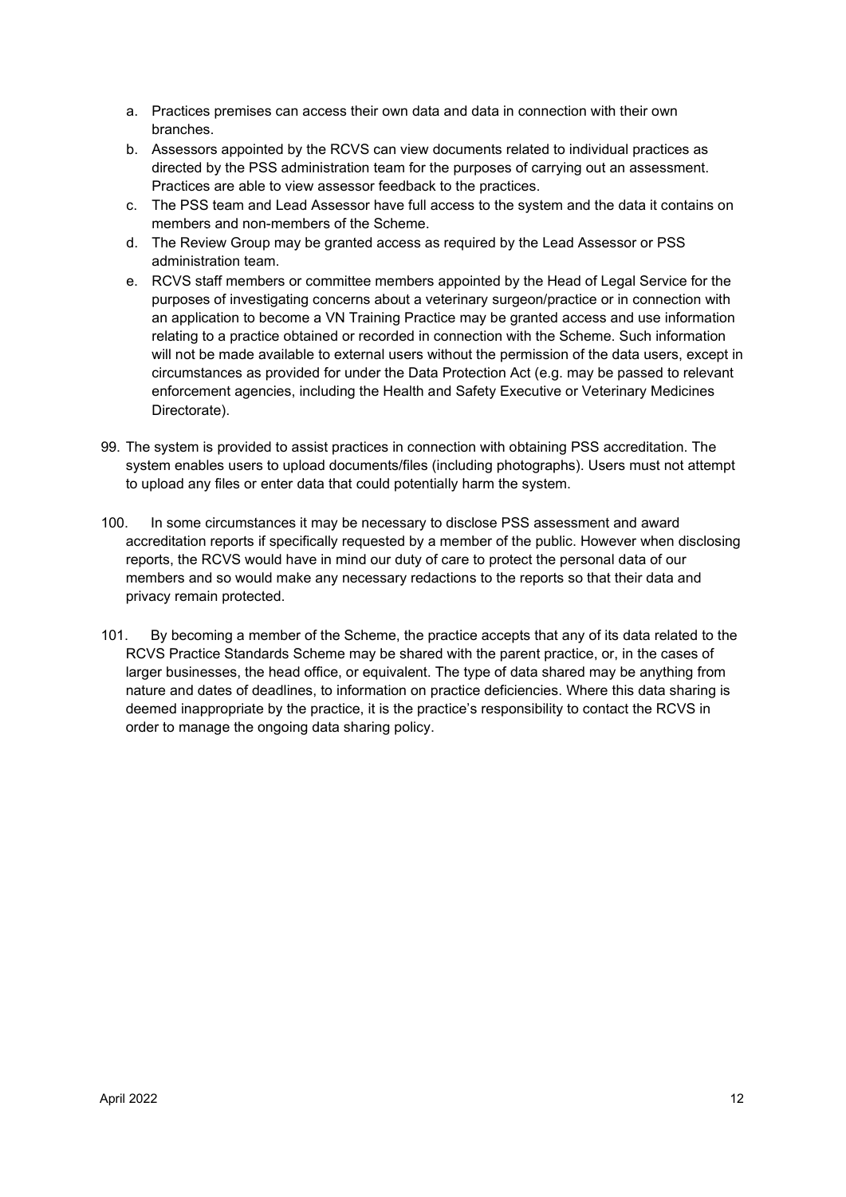a. Practices premises can access their own data and data in connection with their own branches.
b. Assessors appointed by the RCVS can view documents related to individual practices as directed by the PSS administration team for the purposes of carrying out an assessment. Practices are able to view assessor feedback to the practices.
c. The PSS team and Lead Assessor have full access to the system and the data it contains on members and non-members of the Scheme.
d. The Review Group may be granted access as required by the Lead Assessor or PSS administration team.
e. RCVS staff members or committee members appointed by the Head of Legal Service for the purposes of investigating concerns about a veterinary surgeon/practice or in connection with an application to become a VN Training Practice may be granted access and use information relating to a practice obtained or recorded in connection with the Scheme. Such information will not be made available to external users without the permission of the data users, except in circumstances as provided for under the Data Protection Act (e.g. may be passed to relevant enforcement agencies, including the Health and Safety Executive or Veterinary Medicines Directorate).

99. The system is provided to assist practices in connection with obtaining PSS accreditation. The system enables users to upload documents/files (including photographs). Users must not attempt to upload any files or enter data that could potentially harm the system.

100. In some circumstances it may be necessary to disclose PSS assessment and award accreditation reports if specifically requested by a member of the public. However when disclosing reports, the RCVS would have in mind our duty of care to protect the personal data of our members and so would make any necessary redactions to the reports so that their data and privacy remain protected.

101. By becoming a member of the Scheme, the practice accepts that any of its data related to the RCVS Practice Standards Scheme may be shared with the parent practice, or, in the cases of larger businesses, the head office, or equivalent. The type of data shared may be anything from nature and dates of deadlines, to information on practice deficiencies. Where this data sharing is deemed inappropriate by the practice, it is the practice's responsibility to contact the RCVS in order to manage the ongoing data sharing policy.